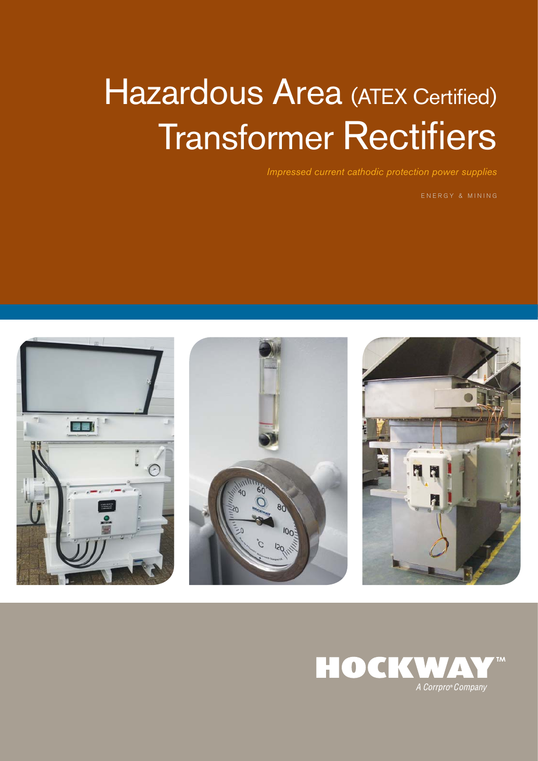# Hazardous Area (ATEX Certified) Transformer Rectifiers

*Impressed current cathodic protection power supplies*

ENERGY & MINING

HOCKWAY™

*A Corrpro® Company*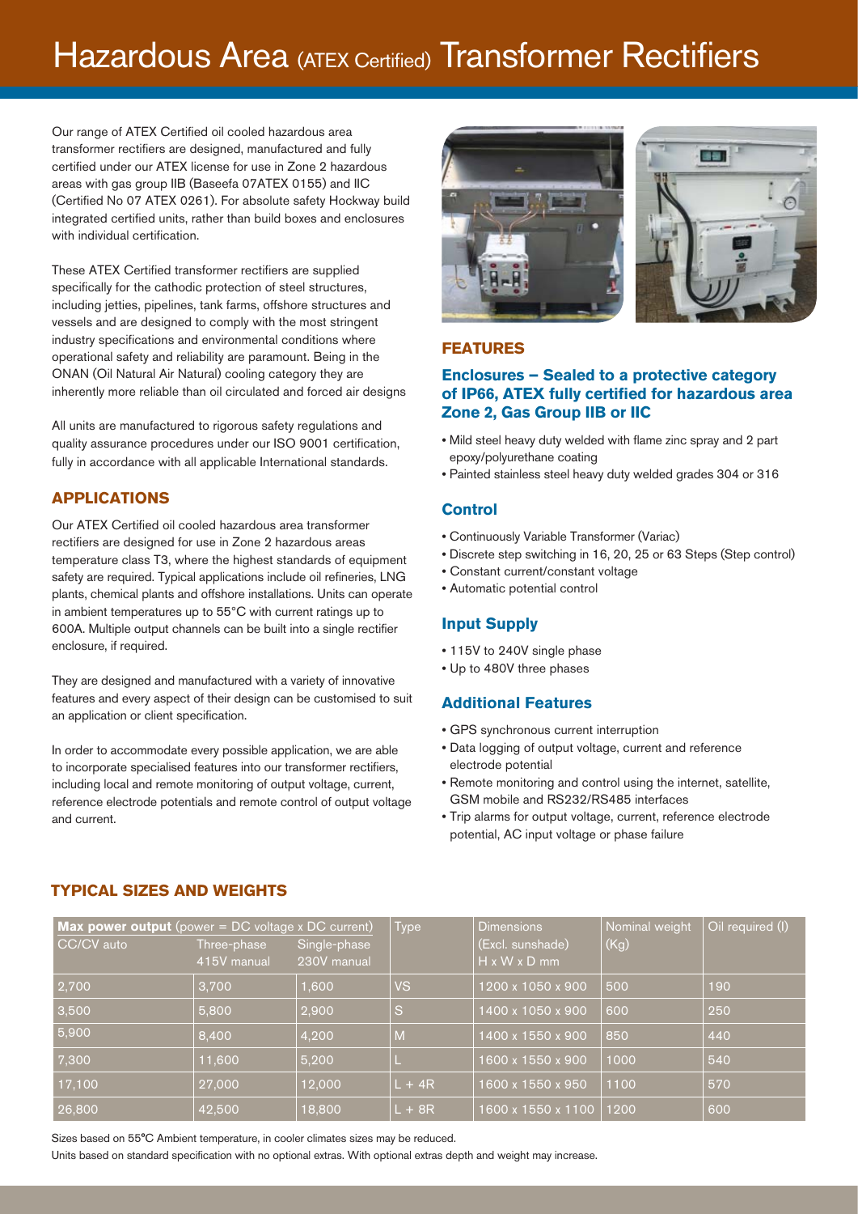# Hazardous Area (ATEX Certified) Transformer Rectifiers

Our range of ATEX Certified oil cooled hazardous area transformer rectifiers are designed, manufactured and fully certified under our ATEX license for use in Zone 2 hazardous areas with gas group IIB (Baseefa 07ATEX 0155) and IIC (Certified No 07 ATEX 0261). For absolute safety Hockway build integrated certified units, rather than build boxes and enclosures with individual certification.

These ATEX Certified transformer rectifiers are supplied specifically for the cathodic protection of steel structures, including jetties, pipelines, tank farms, offshore structures and vessels and are designed to comply with the most stringent industry specifications and environmental conditions where operational safety and reliability are paramount. Being in the ONAN (Oil Natural Air Natural) cooling category they are inherently more reliable than oil circulated and forced air designs

All units are manufactured to rigorous safety regulations and quality assurance procedures under our ISO 9001 certification, fully in accordance with all applicable International standards.

## APPLICATIONS

Our ATEX Certified oil cooled hazardous area transformer rectifiers are designed for use in Zone 2 hazardous areas temperature class T3, where the highest standards of equipment safety are required. Typical applications include oil refineries, LNG plants, chemical plants and offshore installations. Units can operate in ambient temperatures up to 55°C with current ratings up to 600A. Multiple output channels can be built into a single rectifier enclosure, if required.

They are designed and manufactured with a variety of innovative features and every aspect of their design can be customised to suit an application or client specification.

In order to accommodate every possible application, we are able to incorporate specialised features into our transformer rectifiers, including local and remote monitoring of output voltage, current, reference electrode potentials and remote control of output voltage and current.

## FEATURES

### Enclosures – Sealed to a protective category of IP66, ATEX fully certified for hazardous area Zone 2, Gas Group IIB or IIC

- Mild steel heavy duty welded with flame zinc spray and 2 part epoxy/polyurethane coating
- Painted stainless steel heavy duty welded grades 304 or 316

### Control

- Continuously Variable Transformer (Variac)
- Discrete step switching in 16, 20, 25 or 63 Steps (Step control)
- Constant current/constant voltage
- Automatic potential control

### Input Supply

- 115V to 240V single phase
- Up to 480V three phases

### Additional Features

- GPS synchronous current interruption
- Data logging of output voltage, current and reference electrode potential
- Remote monitoring and control using the internet, satellite, GSM mobile and RS232/RS485 interfaces
- Trip alarms for output voltage, current, reference electrode potential, AC input voltage or phase failure

## TYPICAL SIZES AND WEIGHTS

| **Max power output** (power = DC voltage x DC current) | | | Type | Dimensions (Excl. sunshade) H x W x D mm | Nominal weight (Kg) | Oil required (l) |
|---|---|---|---|---|---|---|
| CC/CV auto | Three-phase 415V manual | Single-phase 230V manual | | | | |
| 2,700 | 3,700 | 1,600 | VS | 1200 x 1050 x 900 | 500 | 190 |
| 3,500 | 5,800 | 2,900 | S | 1400 x 1050 x 900 | 600 | 250 |
| 5,900 | 8,400 | 4,200 | M | 1400 x 1550 x 900 | 850 | 440 |
| 7,300 | 11,600 | 5,200 | L | 1600 x 1550 x 900 | 1000 | 540 |
| 17,100 | 27,000 | 12,000 | L + 4R | 1600 x 1550 x 950 | 1100 | 570 |
| 26,800 | 42,500 | 18,800 | L + 8R | 1600 x 1550 x 1100 | 1200 | 600 |

Sizes based on 55°C Ambient temperature, in cooler climates sizes may be reduced.

Units based on standard specification with no optional extras. With optional extras depth and weight may increase.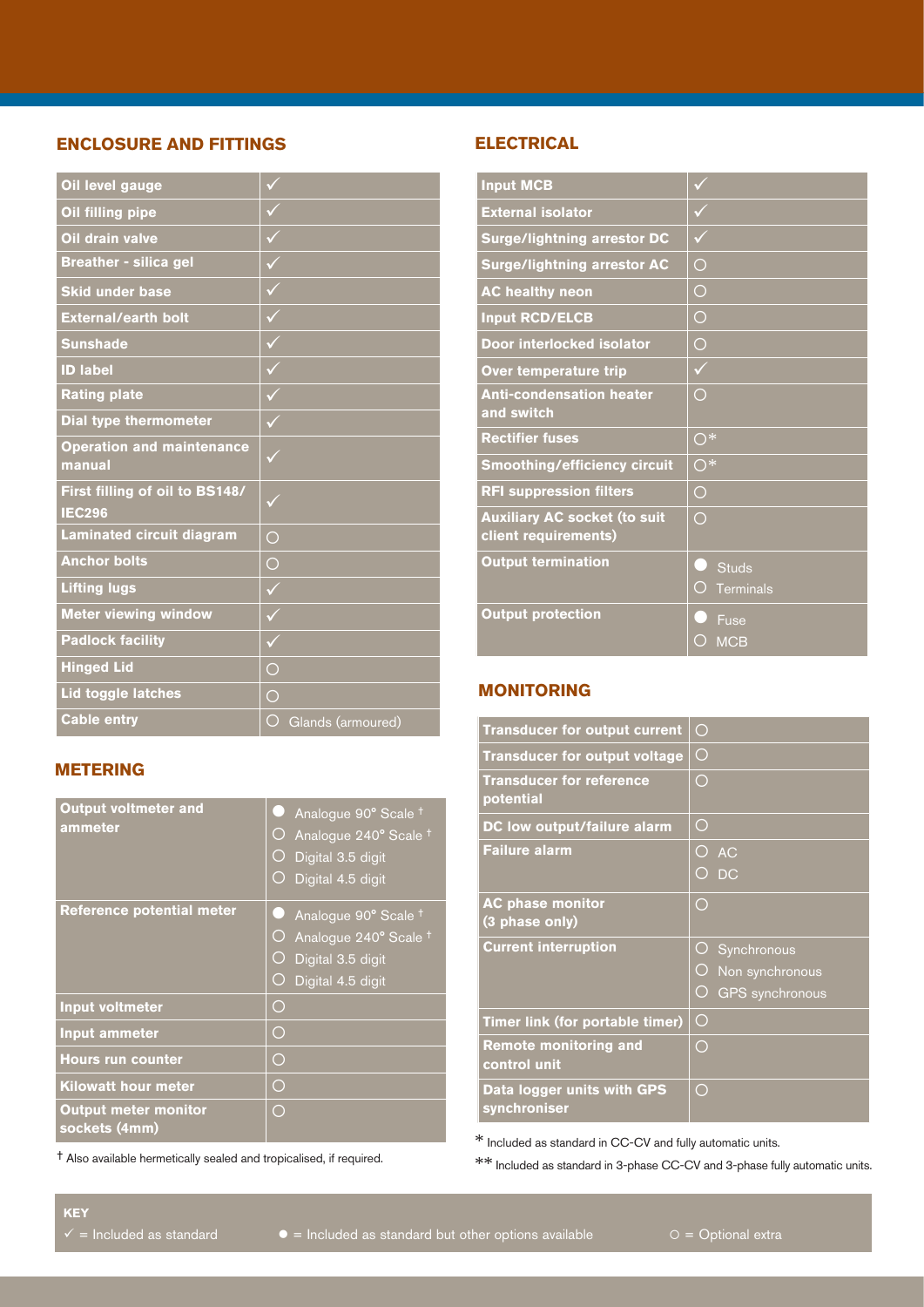## ENCLOSURE AND FITTINGS

| Item | |
|---|---|
| Oil level gauge | ✓ |
| Oil filling pipe | ✓ |
| Oil drain valve | ✓ |
| Breather - silica gel | ✓ |
| Skid under base | ✓ |
| External/earth bolt | ✓ |
| Sunshade | ✓ |
| ID label | ✓ |
| Rating plate | ✓ |
| Dial type thermometer | ✓ |
| Operation and maintenance manual | ✓ |
| First filling of oil to BS148/ IEC296 | ✓ |
| Laminated circuit diagram | ○ |
| Anchor bolts | ○ |
| Lifting lugs | ✓ |
| Meter viewing window | ✓ |
| Padlock facility | ✓ |
| Hinged Lid | ○ |
| Lid toggle latches | ○ |
| Cable entry | ○ Glands (armoured) |

## METERING

| Item | |
|---|---|
| Output voltmeter and ammeter | ● Analogue 90° Scale †<br>○ Analogue 240° Scale †<br>○ Digital 3.5 digit<br>○ Digital 4.5 digit |
| Reference potential meter | ● Analogue 90° Scale †<br>○ Analogue 240° Scale †<br>○ Digital 3.5 digit<br>○ Digital 4.5 digit |
| Input voltmeter | ○ |
| Input ammeter | ○ |
| Hours run counter | ○ |
| Kilowatt hour meter | ○ |
| Output meter monitor sockets (4mm) | ○ |

† Also available hermetically sealed and tropicalised, if required.

## ELECTRICAL

| Item | |
|---|---|
| Input MCB | ✓ |
| External isolator | ✓ |
| Surge/lightning arrestor DC | ✓ |
| Surge/lightning arrestor AC | ○ |
| AC healthy neon | ○ |
| Input RCD/ELCB | ○ |
| Door interlocked isolator | ○ |
| Over temperature trip | ✓ |
| Anti-condensation heater and switch | ○ |
| Rectifier fuses | ○* |
| Smoothing/efficiency circuit | ○* |
| RFI suppression filters | ○ |
| Auxiliary AC socket (to suit client requirements) | ○ |
| Output termination | ● Studs<br>○ Terminals |
| Output protection | ● Fuse<br>○ MCB |

## MONITORING

| Item | |
|---|---|
| Transducer for output current | ○ |
| Transducer for output voltage | ○ |
| Transducer for reference potential | ○ |
| DC low output/failure alarm | ○ |
| Failure alarm | ○ AC<br>○ DC |
| AC phase monitor (3 phase only) | ○ |
| Current interruption | ○ Synchronous<br>○ Non synchronous<br>○ GPS synchronous |
| Timer link (for portable timer) | ○ |
| Remote monitoring and control unit | ○ |
| Data logger units with GPS synchroniser | ○ |

* Included as standard in CC-CV and fully automatic units.

** Included as standard in 3-phase CC-CV and 3-phase fully automatic units.

**KEY**

✓ = Included as standard ● = Included as standard but other options available ○ = Optional extra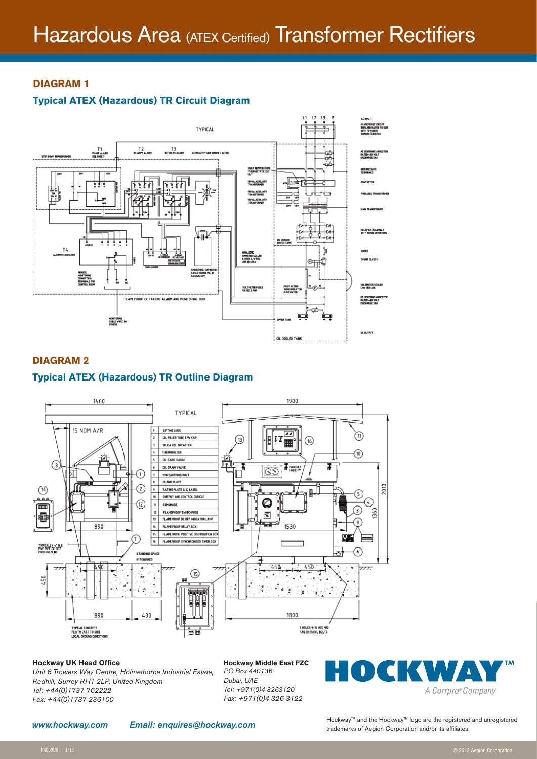# Hazardous Area (ATEX Certified) Transformer Rectifiers

## DIAGRAM 1

### Typical ATEX (Hazardous) TR Circuit Diagram

TYPICAL

L1 L2 L3 E

AC INPUT

FLAMEPROOF CIRCUIT BREAKER RATED TO SUIT WITH 'D' CURVE CHARACTERISTICS

AC LIGHTNING ARRESTOR RATED 480 VOLT DISCHARGE 5KA

INTERMEDIATE TERMINALS

CONTACTOR

VARIABLE TRANSFORMER

MAIN TRANSFORMER

RECTIFIER ASSEMBLY WITH SURGE DIVERTERS

CHOKE

SHUNT CLASS 1

VOLTMETER SCALED C/W RED LINE

DC LIGHTNING ARRESTOR RATED 480 VOLT DISCHARGE 5KA

DC OUTPUT

T1 PHASE ALARM SEE NOTE 1

T2 DC AMPS ALARM

T3 DC VOLTS ALARM

AC HEALTHY LED (GREEN = AC ON)

STEP DOWN TRANSFORMER

T4 ALARM INTEGRATOR

REMOTE MONITORING CONNECTION TERMINALS FOR CONTROL ROOM

DATA LOGGER

SMOOTHING CAPACITOR RATED 150000 MICRO FARADS 63V

FLAMEPROOF DC FAILURE ALARM AND MONITORING BOX

MONITORING CABLE WIRED BY OTHERS

OVER TEMPERATURE THERMOSTATIC CUT OUT

100VA AUXILIARY TRANSFORMER

ANALOGUE AMMETER SCALED 0-50A C/W RED LINE @ 45A

VOLTMETER FUSES RATED 2 AMP

FAST ACTING SEMICONDUCTOR FUSE RATED

OIL COOLED LOWER TANK

UPPER TANK

OIL COOLED TANK

## DIAGRAM 2

### Typical ATEX (Hazardous) TR Outline Diagram

TYPICAL

1460

1900

15 NOM A/R

| | |
|---|---|
| 1 | LIFTING LUGS |
| 2 | OIL FILLER TUBE C/W CAP |
| 3 | SILICA GEL BREATHER |
| 4 | THERMOMETER |
| 5 | OIL SIGHT GAUGE |
| 6 | OIL DRAIN VALVE |
| 7 | M10 EARTHING BOLT |
| 8 | GLAND PLATE |
| 9 | RATING PLATE & ID LABEL |
| 10 | OUTPUT AND CONTROL CUBICLE |
| 11 | SUNSHADE |
| 12 | FLAMEPROOF SWITCHFUSE |
| 13 | FLAMEPROOF DC OFF INDICATOR LAMP |
| 14 | FLAMEPROOF RELAY BOX |
| 15 | FLAMEPROOF POSITIVE DISTRIBUTION BOX |
| 16 | FLAMEPROOF SYNCHRONISED TIMER BOX |

PADLOCK FACILITY

890

1530

2010

1360

TYPICALLY 4" N.B PVC PIPE OF SITE PROCUREMENT

STANDING SPACE IF REQUIRED

490

450

450 450

890 400

1800

TYPICAL CONCRETE PLINTH CAST TO SUIT LOCAL GROUND CONDITIONS

4 HOLES ⌀ 15 USE M12 RAG OR RAWL BOLTS

**Hockway UK Head Office**
*Unit 6 Trowers Way Centre, Holmethorpe Industrial Estate, Redhill, Surrey RH1 2LP, United Kingdom*
*Tel: +44(0)1737 762222*
*Fax: +44(0)1737 236100*

**Hockway Middle East FZC**
*PO Box 440136*
*Dubai, UAE*
*Tel: +971(0)4 3263120*
*Fax: +971(0)4 326 3122*

HOCKWAY™
*A Corrpro® Company*

***www.hockway.com*** ***Email: enquires@hockway.com***

Hockway™ and the Hockway™ logo are the registered and unregistered trademarks of Aegion Corporation and/or its affiliates.

HK009UK 1/13

© 2013 Aegion Corporation